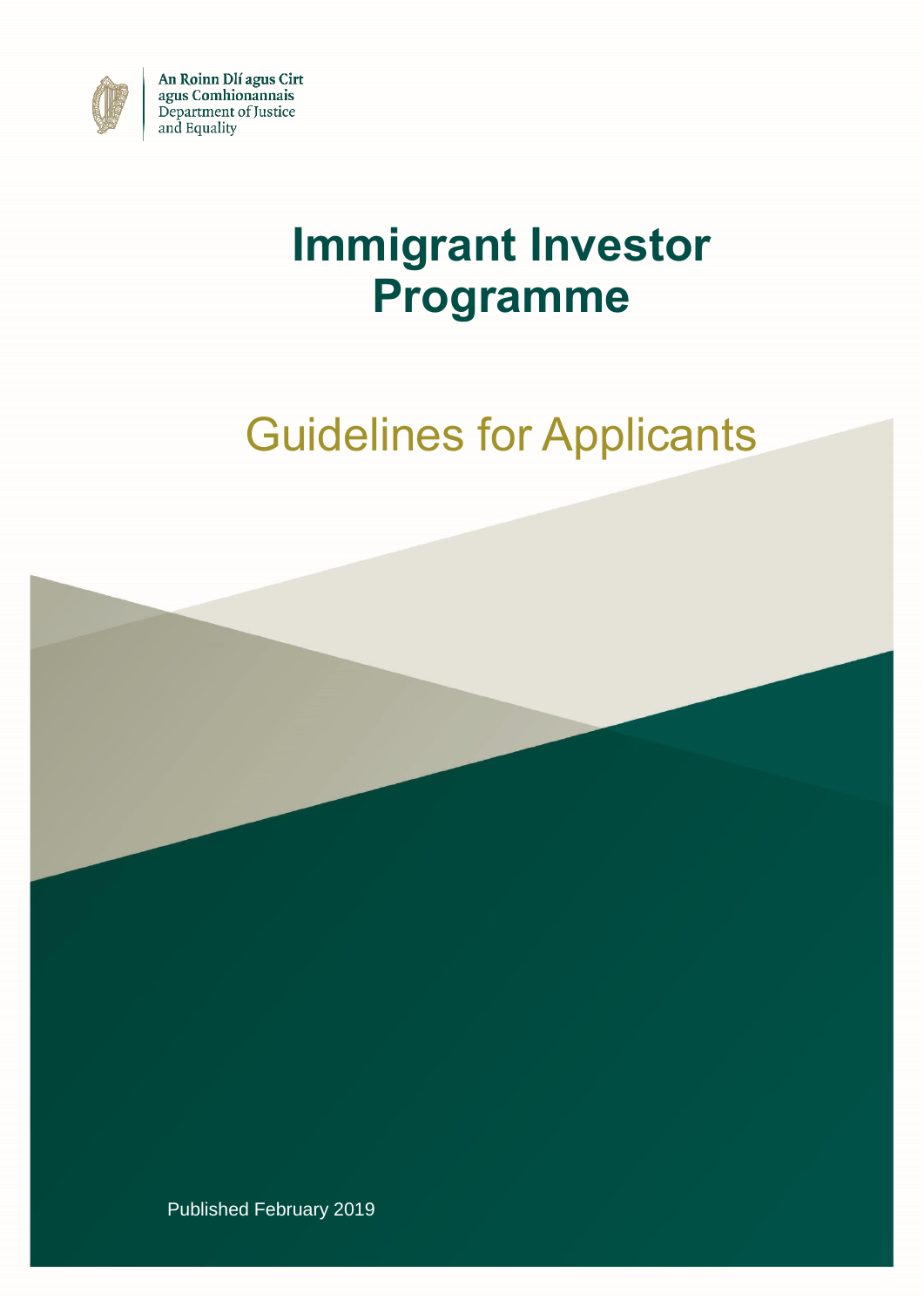An Roinn Dlí agus Cirt agus Comhionannais
Department of Justice and Equality

# Immigrant Investor Programme

## Guidelines for Applicants

Published February 2019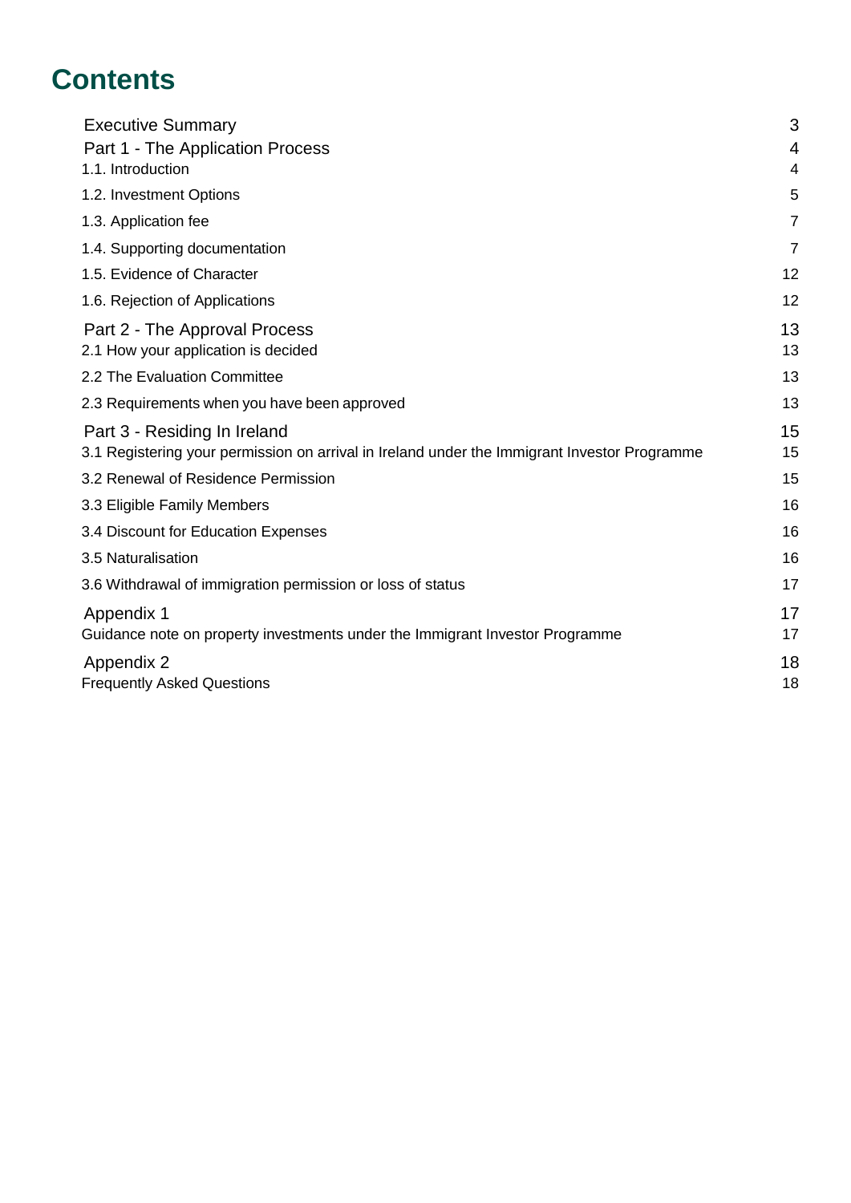# Contents

| | |
|---|---|
| Executive Summary | 3 |
| Part 1 - The Application Process | 4 |
| 1.1. Introduction | 4 |
| 1.2. Investment Options | 5 |
| 1.3. Application fee | 7 |
| 1.4. Supporting documentation | 7 |
| 1.5. Evidence of Character | 12 |
| 1.6. Rejection of Applications | 12 |
| Part 2 - The Approval Process | 13 |
| 2.1 How your application is decided | 13 |
| 2.2 The Evaluation Committee | 13 |
| 2.3 Requirements when you have been approved | 13 |
| Part 3 - Residing In Ireland | 15 |
| 3.1 Registering your permission on arrival in Ireland under the Immigrant Investor Programme | 15 |
| 3.2 Renewal of Residence Permission | 15 |
| 3.3 Eligible Family Members | 16 |
| 3.4 Discount for Education Expenses | 16 |
| 3.5 Naturalisation | 16 |
| 3.6 Withdrawal of immigration permission or loss of status | 17 |
| Appendix 1 | 17 |
| Guidance note on property investments under the Immigrant Investor Programme | 17 |
| Appendix 2 | 18 |
| Frequently Asked Questions | 18 |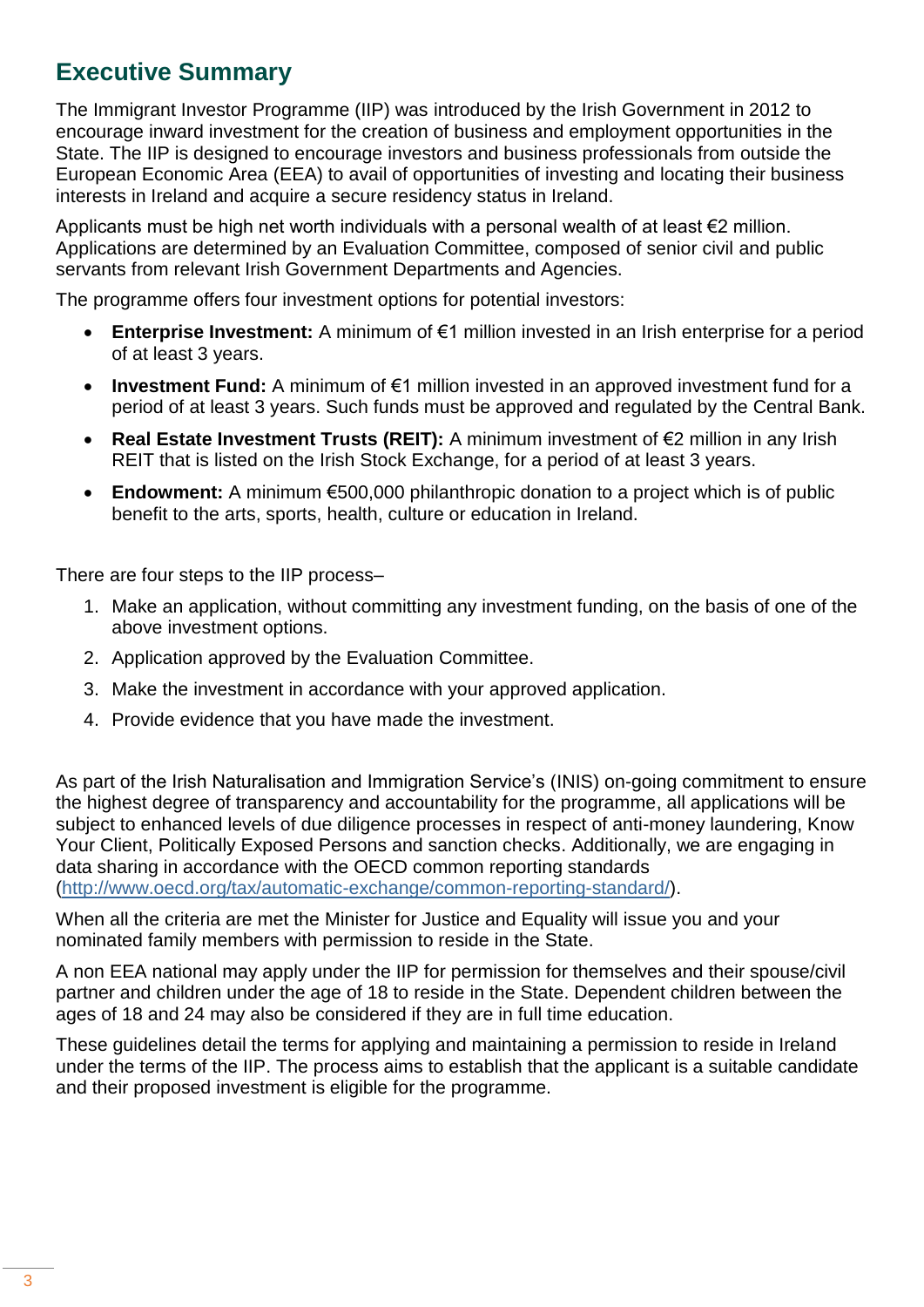## Executive Summary

The Immigrant Investor Programme (IIP) was introduced by the Irish Government in 2012 to encourage inward investment for the creation of business and employment opportunities in the State. The IIP is designed to encourage investors and business professionals from outside the European Economic Area (EEA) to avail of opportunities of investing and locating their business interests in Ireland and acquire a secure residency status in Ireland.

Applicants must be high net worth individuals with a personal wealth of at least €2 million. Applications are determined by an Evaluation Committee, composed of senior civil and public servants from relevant Irish Government Departments and Agencies.

The programme offers four investment options for potential investors:

- **Enterprise Investment:** A minimum of €1 million invested in an Irish enterprise for a period of at least 3 years.
- **Investment Fund:** A minimum of €1 million invested in an approved investment fund for a period of at least 3 years. Such funds must be approved and regulated by the Central Bank.
- **Real Estate Investment Trusts (REIT):** A minimum investment of €2 million in any Irish REIT that is listed on the Irish Stock Exchange, for a period of at least 3 years.
- **Endowment:** A minimum €500,000 philanthropic donation to a project which is of public benefit to the arts, sports, health, culture or education in Ireland.

There are four steps to the IIP process–

1. Make an application, without committing any investment funding, on the basis of one of the above investment options.
2. Application approved by the Evaluation Committee.
3. Make the investment in accordance with your approved application.
4. Provide evidence that you have made the investment.

As part of the Irish Naturalisation and Immigration Service's (INIS) on-going commitment to ensure the highest degree of transparency and accountability for the programme, all applications will be subject to enhanced levels of due diligence processes in respect of anti-money laundering, Know Your Client, Politically Exposed Persons and sanction checks. Additionally, we are engaging in data sharing in accordance with the OECD common reporting standards (http://www.oecd.org/tax/automatic-exchange/common-reporting-standard/).

When all the criteria are met the Minister for Justice and Equality will issue you and your nominated family members with permission to reside in the State.

A non EEA national may apply under the IIP for permission for themselves and their spouse/civil partner and children under the age of 18 to reside in the State. Dependent children between the ages of 18 and 24 may also be considered if they are in full time education.

These guidelines detail the terms for applying and maintaining a permission to reside in Ireland under the terms of the IIP. The process aims to establish that the applicant is a suitable candidate and their proposed investment is eligible for the programme.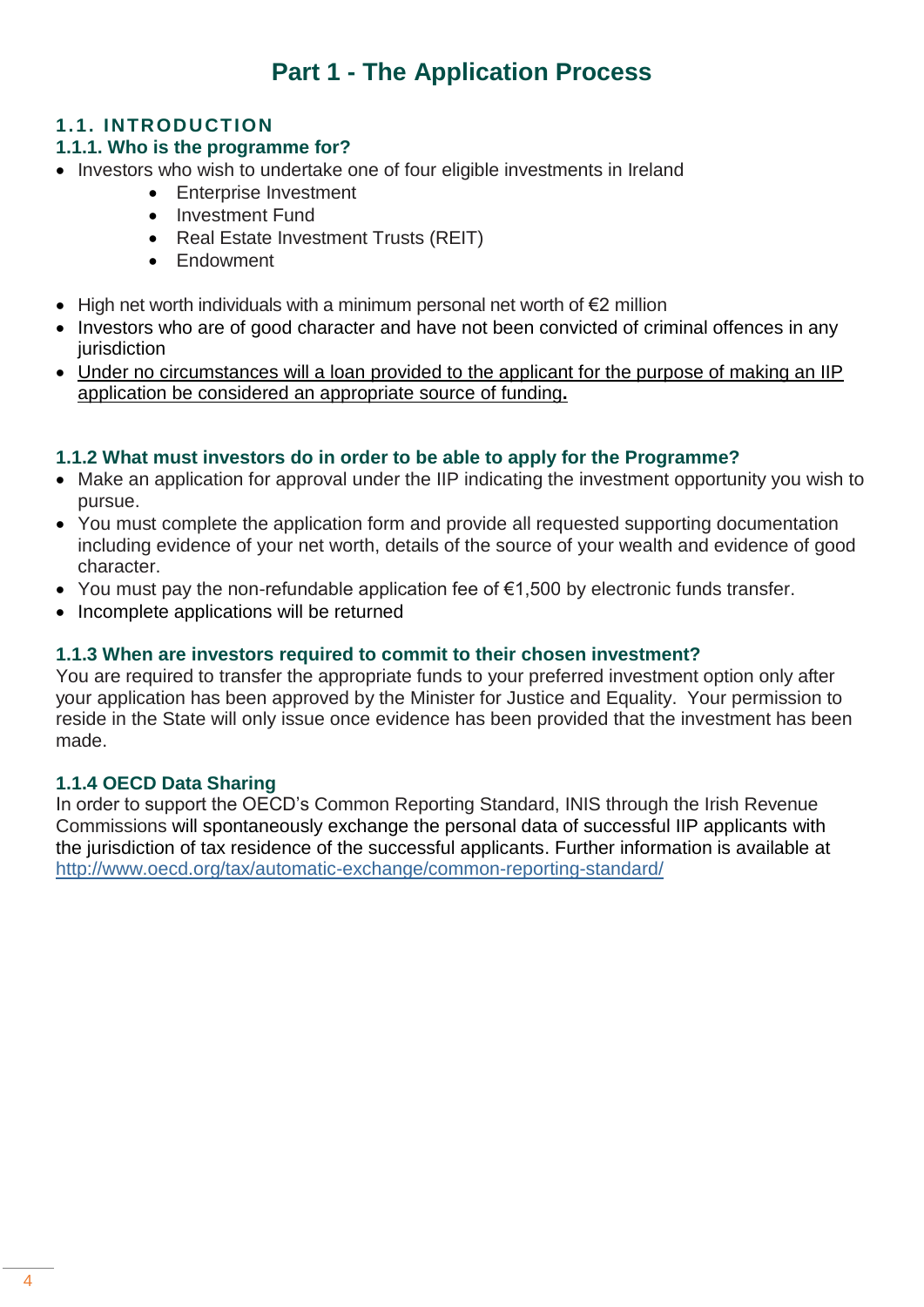# Part 1 - The Application Process

## 1.1. INTRODUCTION

### 1.1.1. Who is the programme for?

- Investors who wish to undertake one of four eligible investments in Ireland
    - Enterprise Investment
    - Investment Fund
    - Real Estate Investment Trusts (REIT)
    - Endowment
- High net worth individuals with a minimum personal net worth of €2 million
- Investors who are of good character and have not been convicted of criminal offences in any jurisdiction
- Under no circumstances will a loan provided to the applicant for the purpose of making an IIP application be considered an appropriate source of funding**.**

### 1.1.2 What must investors do in order to be able to apply for the Programme?

- Make an application for approval under the IIP indicating the investment opportunity you wish to pursue.
- You must complete the application form and provide all requested supporting documentation including evidence of your net worth, details of the source of your wealth and evidence of good character.
- You must pay the non-refundable application fee of €1,500 by electronic funds transfer.
- Incomplete applications will be returned

### 1.1.3 When are investors required to commit to their chosen investment?

You are required to transfer the appropriate funds to your preferred investment option only after your application has been approved by the Minister for Justice and Equality. Your permission to reside in the State will only issue once evidence has been provided that the investment has been made.

### 1.1.4 OECD Data Sharing

In order to support the OECD's Common Reporting Standard, INIS through the Irish Revenue Commissions will spontaneously exchange the personal data of successful IIP applicants with the jurisdiction of tax residence of the successful applicants. Further information is available at http://www.oecd.org/tax/automatic-exchange/common-reporting-standard/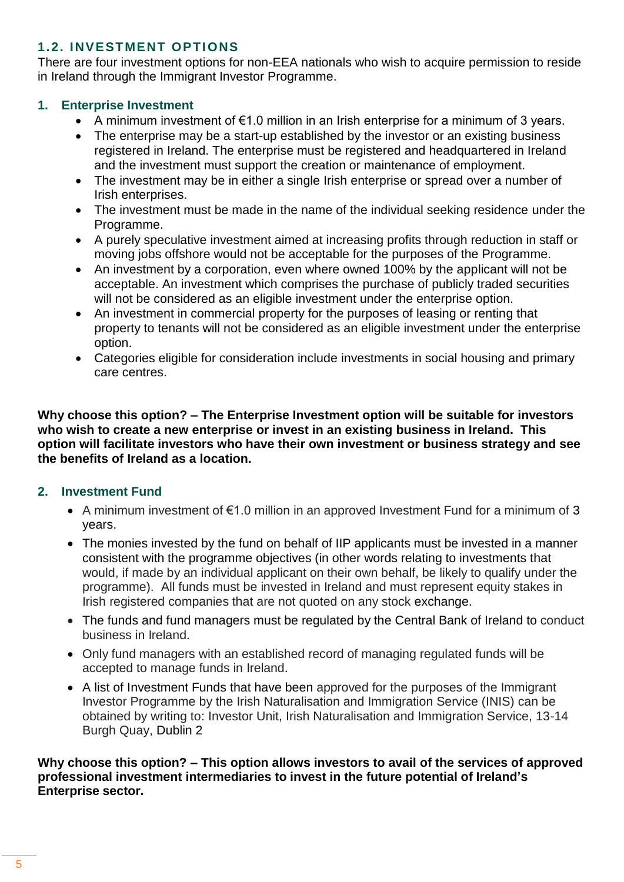## 1.2. INVESTMENT OPTIONS

There are four investment options for non-EEA nationals who wish to acquire permission to reside in Ireland through the Immigrant Investor Programme.

### 1. Enterprise Investment

- A minimum investment of €1.0 million in an Irish enterprise for a minimum of 3 years.
- The enterprise may be a start-up established by the investor or an existing business registered in Ireland. The enterprise must be registered and headquartered in Ireland and the investment must support the creation or maintenance of employment.
- The investment may be in either a single Irish enterprise or spread over a number of Irish enterprises.
- The investment must be made in the name of the individual seeking residence under the Programme.
- A purely speculative investment aimed at increasing profits through reduction in staff or moving jobs offshore would not be acceptable for the purposes of the Programme.
- An investment by a corporation, even where owned 100% by the applicant will not be acceptable. An investment which comprises the purchase of publicly traded securities will not be considered as an eligible investment under the enterprise option.
- An investment in commercial property for the purposes of leasing or renting that property to tenants will not be considered as an eligible investment under the enterprise option.
- Categories eligible for consideration include investments in social housing and primary care centres.

**Why choose this option? – The Enterprise Investment option will be suitable for investors who wish to create a new enterprise or invest in an existing business in Ireland. This option will facilitate investors who have their own investment or business strategy and see the benefits of Ireland as a location.**

### 2. Investment Fund

- A minimum investment of €1.0 million in an approved Investment Fund for a minimum of 3 years.
- The monies invested by the fund on behalf of IIP applicants must be invested in a manner consistent with the programme objectives (in other words relating to investments that would, if made by an individual applicant on their own behalf, be likely to qualify under the programme). All funds must be invested in Ireland and must represent equity stakes in Irish registered companies that are not quoted on any stock exchange.
- The funds and fund managers must be regulated by the Central Bank of Ireland to conduct business in Ireland.
- Only fund managers with an established record of managing regulated funds will be accepted to manage funds in Ireland.
- A list of Investment Funds that have been approved for the purposes of the Immigrant Investor Programme by the Irish Naturalisation and Immigration Service (INIS) can be obtained by writing to: Investor Unit, Irish Naturalisation and Immigration Service, 13-14 Burgh Quay, Dublin 2

**Why choose this option? – This option allows investors to avail of the services of approved professional investment intermediaries to invest in the future potential of Ireland's Enterprise sector.**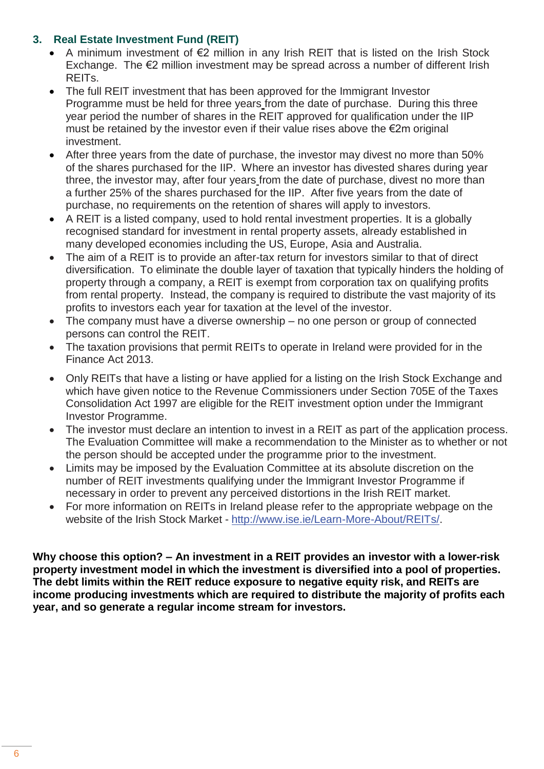### 3. Real Estate Investment Fund (REIT)

- A minimum investment of €2 million in any Irish REIT that is listed on the Irish Stock Exchange. The €2 million investment may be spread across a number of different Irish REITs.
- The full REIT investment that has been approved for the Immigrant Investor Programme must be held for three years from the date of purchase. During this three year period the number of shares in the REIT approved for qualification under the IIP must be retained by the investor even if their value rises above the €2m original investment.
- After three years from the date of purchase, the investor may divest no more than 50% of the shares purchased for the IIP. Where an investor has divested shares during year three, the investor may, after four years from the date of purchase, divest no more than a further 25% of the shares purchased for the IIP. After five years from the date of purchase, no requirements on the retention of shares will apply to investors.
- A REIT is a listed company, used to hold rental investment properties. It is a globally recognised standard for investment in rental property assets, already established in many developed economies including the US, Europe, Asia and Australia.
- The aim of a REIT is to provide an after-tax return for investors similar to that of direct diversification. To eliminate the double layer of taxation that typically hinders the holding of property through a company, a REIT is exempt from corporation tax on qualifying profits from rental property. Instead, the company is required to distribute the vast majority of its profits to investors each year for taxation at the level of the investor.
- The company must have a diverse ownership – no one person or group of connected persons can control the REIT.
- The taxation provisions that permit REITs to operate in Ireland were provided for in the Finance Act 2013.
- Only REITs that have a listing or have applied for a listing on the Irish Stock Exchange and which have given notice to the Revenue Commissioners under Section 705E of the Taxes Consolidation Act 1997 are eligible for the REIT investment option under the Immigrant Investor Programme.
- The investor must declare an intention to invest in a REIT as part of the application process. The Evaluation Committee will make a recommendation to the Minister as to whether or not the person should be accepted under the programme prior to the investment.
- Limits may be imposed by the Evaluation Committee at its absolute discretion on the number of REIT investments qualifying under the Immigrant Investor Programme if necessary in order to prevent any perceived distortions in the Irish REIT market.
- For more information on REITs in Ireland please refer to the appropriate webpage on the website of the Irish Stock Market - [http://www.ise.ie/Learn-More-About/REITs/](http://www.ise.ie/Learn-More-About/REITs/).

**Why choose this option? – An investment in a REIT provides an investor with a lower-risk property investment model in which the investment is diversified into a pool of properties. The debt limits within the REIT reduce exposure to negative equity risk, and REITs are income producing investments which are required to distribute the majority of profits each year, and so generate a regular income stream for investors.**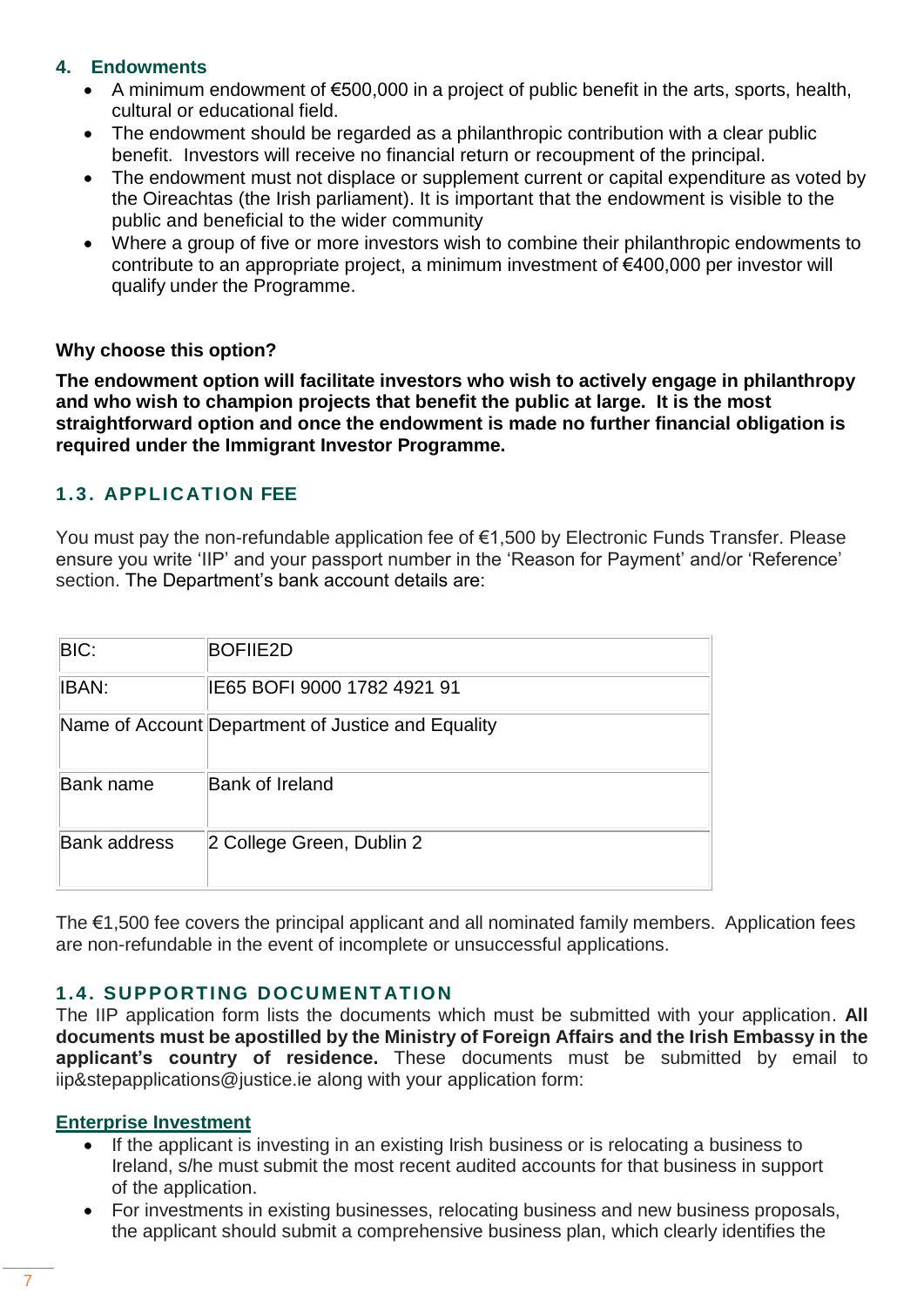### 4. Endowments

- A minimum endowment of €500,000 in a project of public benefit in the arts, sports, health, cultural or educational field.
- The endowment should be regarded as a philanthropic contribution with a clear public benefit. Investors will receive no financial return or recoupment of the principal.
- The endowment must not displace or supplement current or capital expenditure as voted by the Oireachtas (the Irish parliament). It is important that the endowment is visible to the public and beneficial to the wider community
- Where a group of five or more investors wish to combine their philanthropic endowments to contribute to an appropriate project, a minimum investment of €400,000 per investor will qualify under the Programme.

**Why choose this option?**

**The endowment option will facilitate investors who wish to actively engage in philanthropy and who wish to champion projects that benefit the public at large. It is the most straightforward option and once the endowment is made no further financial obligation is required under the Immigrant Investor Programme.**

## 1.3. APPLICATION FEE

You must pay the non-refundable application fee of €1,500 by Electronic Funds Transfer. Please ensure you write 'IIP' and your passport number in the 'Reason for Payment' and/or 'Reference' section. The Department's bank account details are:

| | |
|---|---|
| BIC: | BOFIIE2D |
| IBAN: | IE65 BOFI 9000 1782 4921 91 |
| Name of Account | Department of Justice and Equality |
| Bank name | Bank of Ireland |
| Bank address | 2 College Green, Dublin 2 |

The €1,500 fee covers the principal applicant and all nominated family members. Application fees are non-refundable in the event of incomplete or unsuccessful applications.

## 1.4. SUPPORTING DOCUMENTATION

The IIP application form lists the documents which must be submitted with your application. **All documents must be apostilled by the Ministry of Foreign Affairs and the Irish Embassy in the applicant's country of residence.** These documents must be submitted by email to iip&stepapplications@justice.ie along with your application form:

**Enterprise Investment**

- If the applicant is investing in an existing Irish business or is relocating a business to Ireland, s/he must submit the most recent audited accounts for that business in support of the application.
- For investments in existing businesses, relocating business and new business proposals, the applicant should submit a comprehensive business plan, which clearly identifies the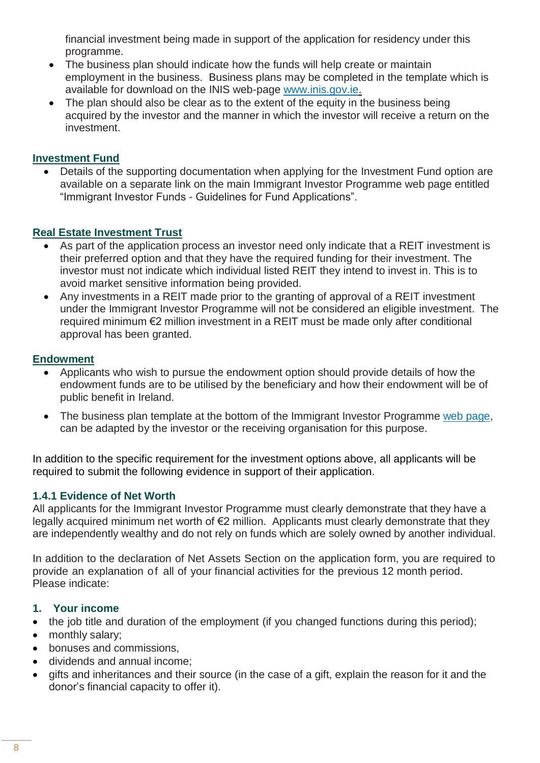financial investment being made in support of the application for residency under this programme.

- The business plan should indicate how the funds will help create or maintain employment in the business. Business plans may be completed in the template which is available for download on the INIS web-page [www.inis.gov.ie](www.inis.gov.ie).
- The plan should also be clear as to the extent of the equity in the business being acquired by the investor and the manner in which the investor will receive a return on the investment.

**Investment Fund**

- Details of the supporting documentation when applying for the Investment Fund option are available on a separate link on the main Immigrant Investor Programme web page entitled "Immigrant Investor Funds - Guidelines for Fund Applications".

**Real Estate Investment Trust**

- As part of the application process an investor need only indicate that a REIT investment is their preferred option and that they have the required funding for their investment. The investor must not indicate which individual listed REIT they intend to invest in. This is to avoid market sensitive information being provided.
- Any investments in a REIT made prior to the granting of approval of a REIT investment under the Immigrant Investor Programme will not be considered an eligible investment. The required minimum €2 million investment in a REIT must be made only after conditional approval has been granted.

**Endowment**

- Applicants who wish to pursue the endowment option should provide details of how the endowment funds are to be utilised by the beneficiary and how their endowment will be of public benefit in Ireland.
- The business plan template at the bottom of the Immigrant Investor Programme web page, can be adapted by the investor or the receiving organisation for this purpose.

In addition to the specific requirement for the investment options above, all applicants will be required to submit the following evidence in support of their application.

### 1.4.1 Evidence of Net Worth

All applicants for the Immigrant Investor Programme must clearly demonstrate that they have a legally acquired minimum net worth of €2 million. Applicants must clearly demonstrate that they are independently wealthy and do not rely on funds which are solely owned by another individual.

In addition to the declaration of Net Assets Section on the application form, you are required to provide an explanation of all of your financial activities for the previous 12 month period. Please indicate:

#### 1. Your income

- the job title and duration of the employment (if you changed functions during this period);
- monthly salary;
- bonuses and commissions,
- dividends and annual income;
- gifts and inheritances and their source (in the case of a gift, explain the reason for it and the donor's financial capacity to offer it).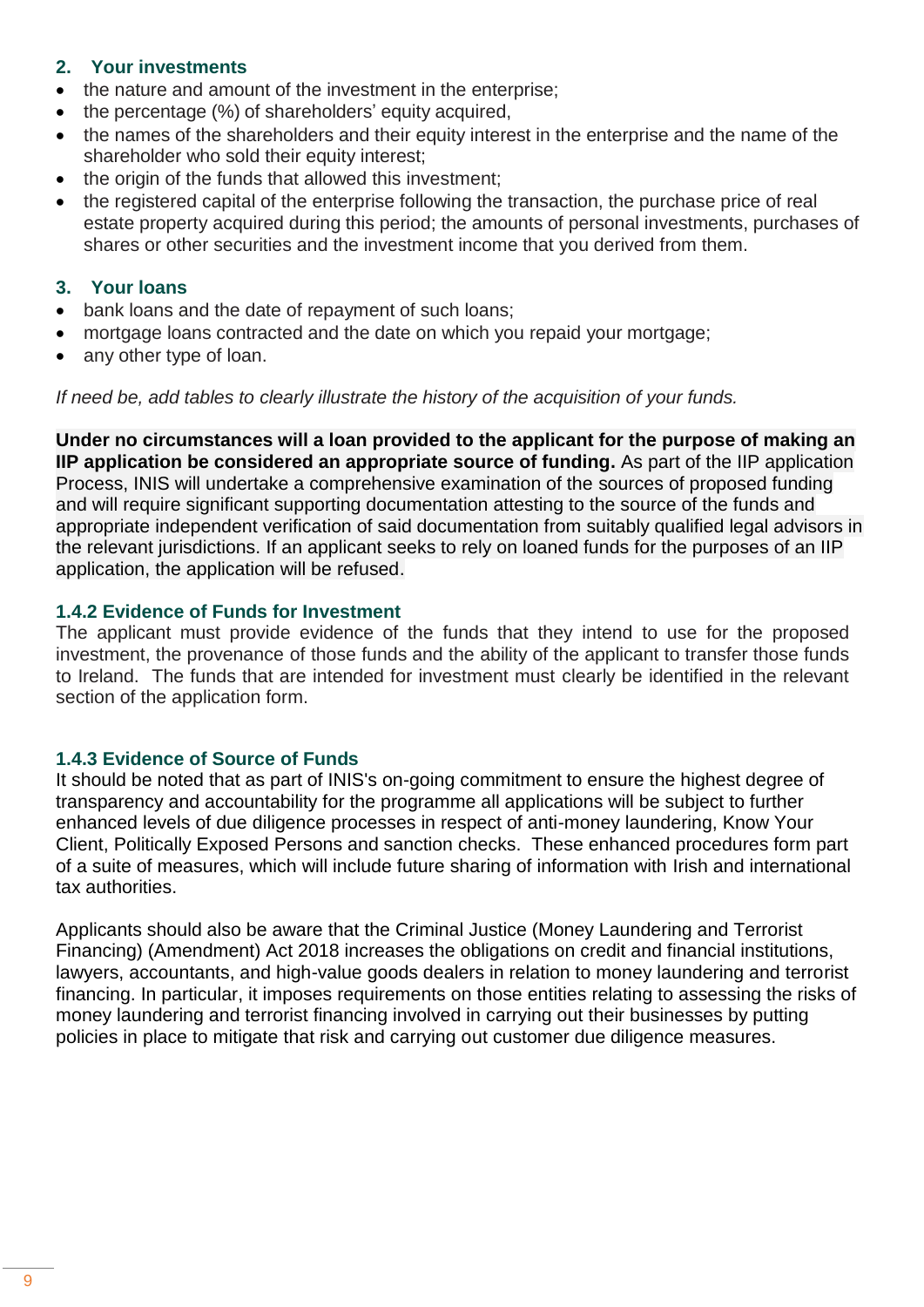### 2. Your investments

- the nature and amount of the investment in the enterprise;
- the percentage (%) of shareholders' equity acquired,
- the names of the shareholders and their equity interest in the enterprise and the name of the shareholder who sold their equity interest;
- the origin of the funds that allowed this investment;
- the registered capital of the enterprise following the transaction, the purchase price of real estate property acquired during this period; the amounts of personal investments, purchases of shares or other securities and the investment income that you derived from them.

### 3. Your loans

- bank loans and the date of repayment of such loans;
- mortgage loans contracted and the date on which you repaid your mortgage;
- any other type of loan.

*If need be, add tables to clearly illustrate the history of the acquisition of your funds.*

**Under no circumstances will a loan provided to the applicant for the purpose of making an IIP application be considered an appropriate source of funding.** As part of the IIP application Process, INIS will undertake a comprehensive examination of the sources of proposed funding and will require significant supporting documentation attesting to the source of the funds and appropriate independent verification of said documentation from suitably qualified legal advisors in the relevant jurisdictions. If an applicant seeks to rely on loaned funds for the purposes of an IIP application, the application will be refused.

### 1.4.2 Evidence of Funds for Investment

The applicant must provide evidence of the funds that they intend to use for the proposed investment, the provenance of those funds and the ability of the applicant to transfer those funds to Ireland. The funds that are intended for investment must clearly be identified in the relevant section of the application form.

### 1.4.3 Evidence of Source of Funds

It should be noted that as part of INIS's on-going commitment to ensure the highest degree of transparency and accountability for the programme all applications will be subject to further enhanced levels of due diligence processes in respect of anti-money laundering, Know Your Client, Politically Exposed Persons and sanction checks. These enhanced procedures form part of a suite of measures, which will include future sharing of information with Irish and international tax authorities.

Applicants should also be aware that the Criminal Justice (Money Laundering and Terrorist Financing) (Amendment) Act 2018 increases the obligations on credit and financial institutions, lawyers, accountants, and high-value goods dealers in relation to money laundering and terrorist financing. In particular, it imposes requirements on those entities relating to assessing the risks of money laundering and terrorist financing involved in carrying out their businesses by putting policies in place to mitigate that risk and carrying out customer due diligence measures.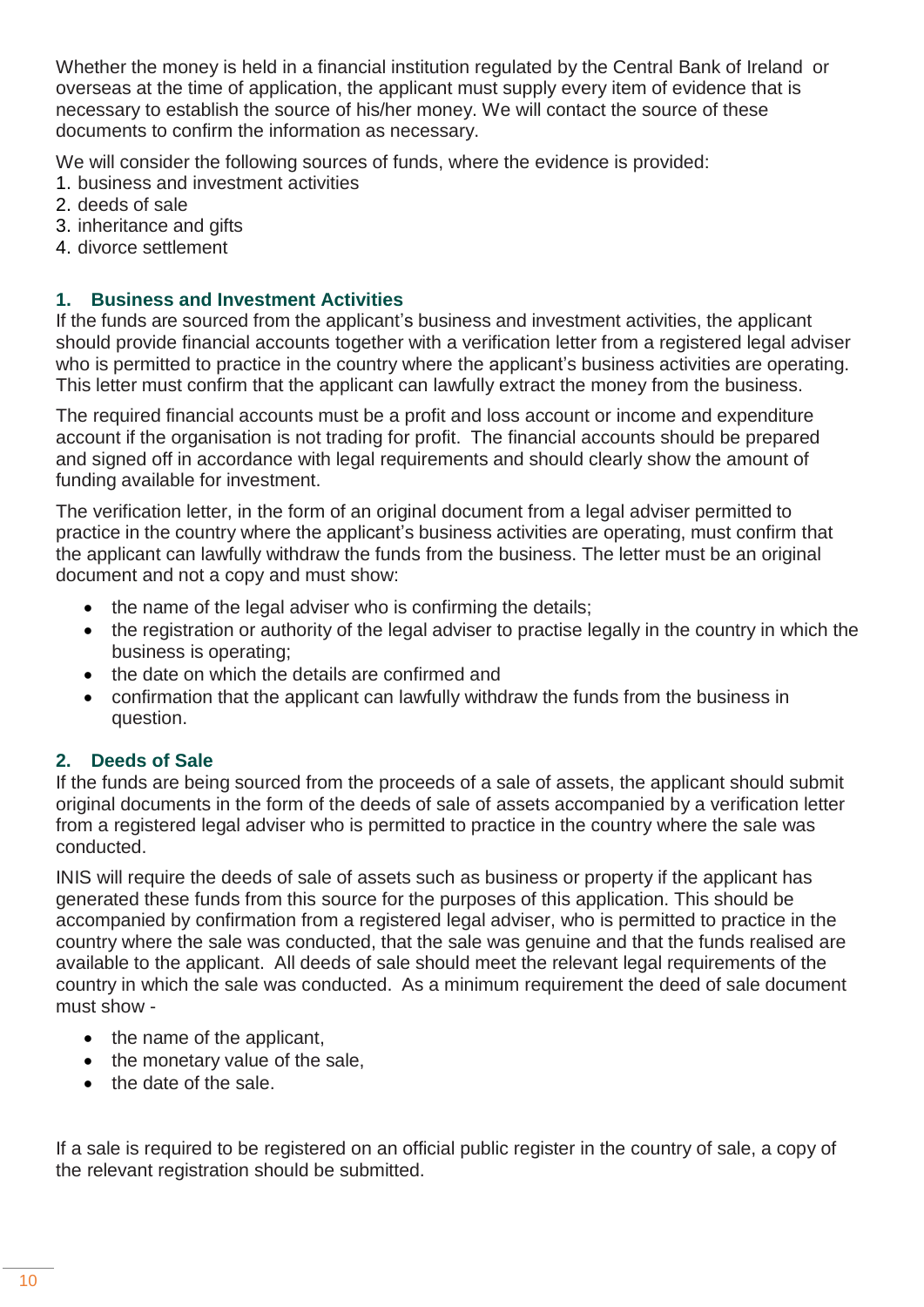Whether the money is held in a financial institution regulated by the Central Bank of Ireland or overseas at the time of application, the applicant must supply every item of evidence that is necessary to establish the source of his/her money. We will contact the source of these documents to confirm the information as necessary.

We will consider the following sources of funds, where the evidence is provided:

1. business and investment activities
2. deeds of sale
3. inheritance and gifts
4. divorce settlement

### 1. Business and Investment Activities

If the funds are sourced from the applicant's business and investment activities, the applicant should provide financial accounts together with a verification letter from a registered legal adviser who is permitted to practice in the country where the applicant's business activities are operating. This letter must confirm that the applicant can lawfully extract the money from the business.

The required financial accounts must be a profit and loss account or income and expenditure account if the organisation is not trading for profit. The financial accounts should be prepared and signed off in accordance with legal requirements and should clearly show the amount of funding available for investment.

The verification letter, in the form of an original document from a legal adviser permitted to practice in the country where the applicant's business activities are operating, must confirm that the applicant can lawfully withdraw the funds from the business. The letter must be an original document and not a copy and must show:

- the name of the legal adviser who is confirming the details;
- the registration or authority of the legal adviser to practise legally in the country in which the business is operating;
- the date on which the details are confirmed and
- confirmation that the applicant can lawfully withdraw the funds from the business in question.

### 2. Deeds of Sale

If the funds are being sourced from the proceeds of a sale of assets, the applicant should submit original documents in the form of the deeds of sale of assets accompanied by a verification letter from a registered legal adviser who is permitted to practice in the country where the sale was conducted.

INIS will require the deeds of sale of assets such as business or property if the applicant has generated these funds from this source for the purposes of this application. This should be accompanied by confirmation from a registered legal adviser, who is permitted to practice in the country where the sale was conducted, that the sale was genuine and that the funds realised are available to the applicant. All deeds of sale should meet the relevant legal requirements of the country in which the sale was conducted. As a minimum requirement the deed of sale document must show -

- the name of the applicant,
- the monetary value of the sale,
- the date of the sale.

If a sale is required to be registered on an official public register in the country of sale, a copy of the relevant registration should be submitted.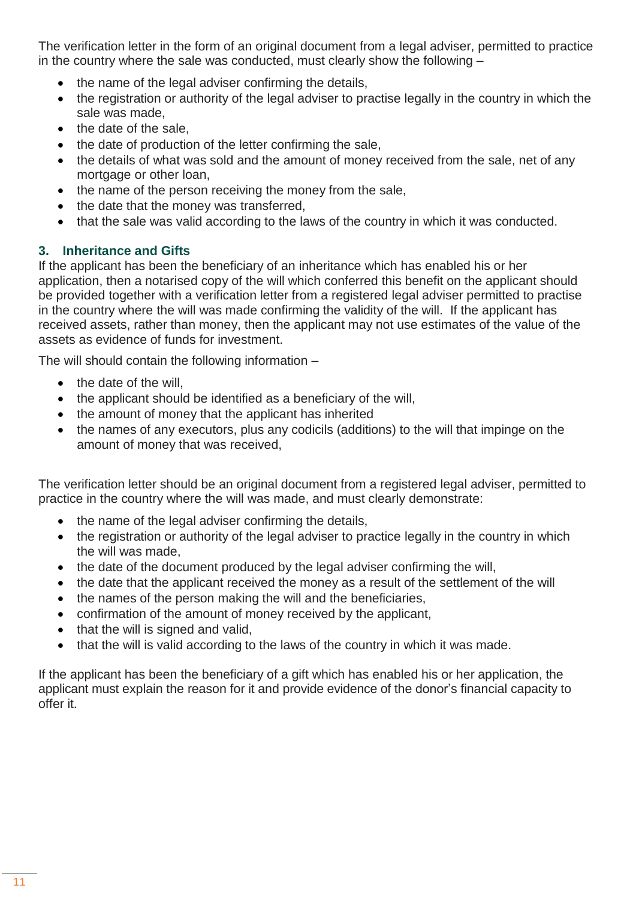The verification letter in the form of an original document from a legal adviser, permitted to practice in the country where the sale was conducted, must clearly show the following –

- the name of the legal adviser confirming the details,
- the registration or authority of the legal adviser to practise legally in the country in which the sale was made,
- the date of the sale,
- the date of production of the letter confirming the sale,
- the details of what was sold and the amount of money received from the sale, net of any mortgage or other loan,
- the name of the person receiving the money from the sale,
- the date that the money was transferred,
- that the sale was valid according to the laws of the country in which it was conducted.

### 3. Inheritance and Gifts

If the applicant has been the beneficiary of an inheritance which has enabled his or her application, then a notarised copy of the will which conferred this benefit on the applicant should be provided together with a verification letter from a registered legal adviser permitted to practise in the country where the will was made confirming the validity of the will. If the applicant has received assets, rather than money, then the applicant may not use estimates of the value of the assets as evidence of funds for investment.

The will should contain the following information –

- the date of the will,
- the applicant should be identified as a beneficiary of the will,
- the amount of money that the applicant has inherited
- the names of any executors, plus any codicils (additions) to the will that impinge on the amount of money that was received,

The verification letter should be an original document from a registered legal adviser, permitted to practice in the country where the will was made, and must clearly demonstrate:

- the name of the legal adviser confirming the details,
- the registration or authority of the legal adviser to practice legally in the country in which the will was made,
- the date of the document produced by the legal adviser confirming the will,
- the date that the applicant received the money as a result of the settlement of the will
- the names of the person making the will and the beneficiaries,
- confirmation of the amount of money received by the applicant,
- that the will is signed and valid,
- that the will is valid according to the laws of the country in which it was made.

If the applicant has been the beneficiary of a gift which has enabled his or her application, the applicant must explain the reason for it and provide evidence of the donor's financial capacity to offer it.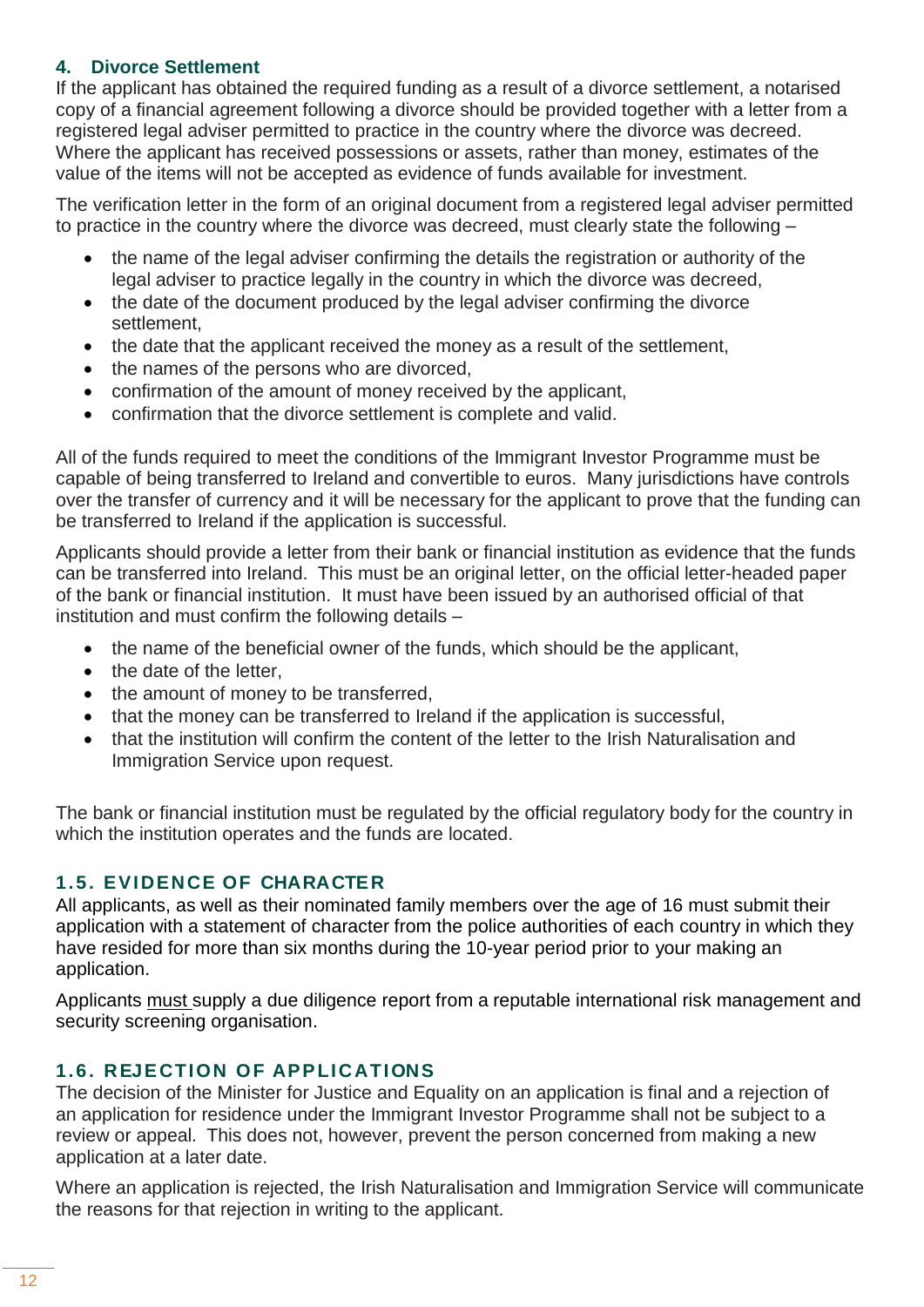#### 4. Divorce Settlement

If the applicant has obtained the required funding as a result of a divorce settlement, a notarised copy of a financial agreement following a divorce should be provided together with a letter from a registered legal adviser permitted to practice in the country where the divorce was decreed. Where the applicant has received possessions or assets, rather than money, estimates of the value of the items will not be accepted as evidence of funds available for investment.

The verification letter in the form of an original document from a registered legal adviser permitted to practice in the country where the divorce was decreed, must clearly state the following –

- the name of the legal adviser confirming the details the registration or authority of the legal adviser to practice legally in the country in which the divorce was decreed,
- the date of the document produced by the legal adviser confirming the divorce settlement,
- the date that the applicant received the money as a result of the settlement,
- the names of the persons who are divorced,
- confirmation of the amount of money received by the applicant,
- confirmation that the divorce settlement is complete and valid.

All of the funds required to meet the conditions of the Immigrant Investor Programme must be capable of being transferred to Ireland and convertible to euros. Many jurisdictions have controls over the transfer of currency and it will be necessary for the applicant to prove that the funding can be transferred to Ireland if the application is successful.

Applicants should provide a letter from their bank or financial institution as evidence that the funds can be transferred into Ireland. This must be an original letter, on the official letter-headed paper of the bank or financial institution. It must have been issued by an authorised official of that institution and must confirm the following details –

- the name of the beneficial owner of the funds, which should be the applicant,
- the date of the letter,
- the amount of money to be transferred,
- that the money can be transferred to Ireland if the application is successful,
- that the institution will confirm the content of the letter to the Irish Naturalisation and Immigration Service upon request.

The bank or financial institution must be regulated by the official regulatory body for the country in which the institution operates and the funds are located.

### 1.5. EVIDENCE OF CHARACTER

All applicants, as well as their nominated family members over the age of 16 must submit their application with a statement of character from the police authorities of each country in which they have resided for more than six months during the 10-year period prior to your making an application.

Applicants must supply a due diligence report from a reputable international risk management and security screening organisation.

### 1.6. REJECTION OF APPLICATIONS

The decision of the Minister for Justice and Equality on an application is final and a rejection of an application for residence under the Immigrant Investor Programme shall not be subject to a review or appeal. This does not, however, prevent the person concerned from making a new application at a later date.

Where an application is rejected, the Irish Naturalisation and Immigration Service will communicate the reasons for that rejection in writing to the applicant.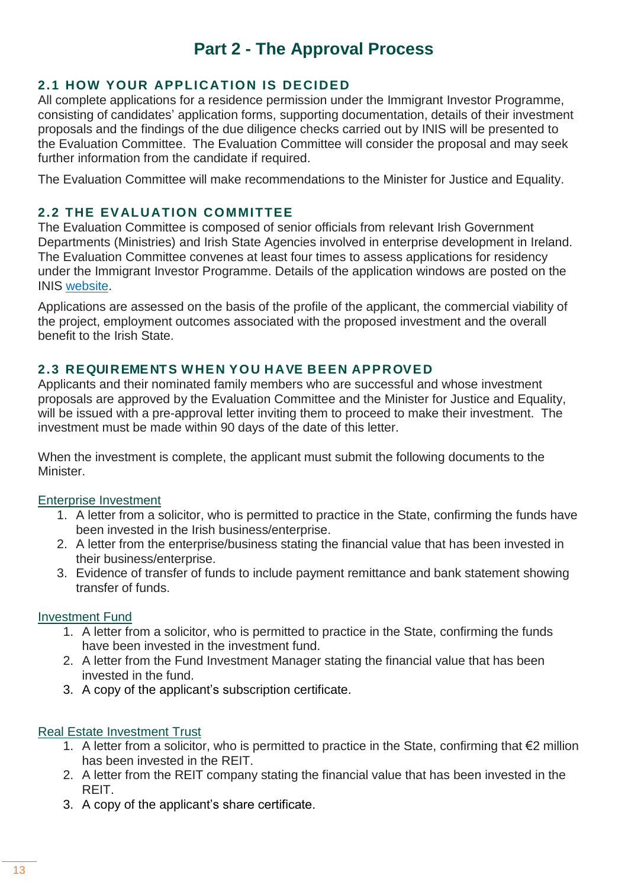# Part 2 - The Approval Process

## 2.1 HOW YOUR APPLICATION IS DECIDED

All complete applications for a residence permission under the Immigrant Investor Programme, consisting of candidates' application forms, supporting documentation, details of their investment proposals and the findings of the due diligence checks carried out by INIS will be presented to the Evaluation Committee. The Evaluation Committee will consider the proposal and may seek further information from the candidate if required.

The Evaluation Committee will make recommendations to the Minister for Justice and Equality.

## 2.2 THE EVALUATION COMMITTEE

The Evaluation Committee is composed of senior officials from relevant Irish Government Departments (Ministries) and Irish State Agencies involved in enterprise development in Ireland. The Evaluation Committee convenes at least four times to assess applications for residency under the Immigrant Investor Programme. Details of the application windows are posted on the INIS website.

Applications are assessed on the basis of the profile of the applicant, the commercial viability of the project, employment outcomes associated with the proposed investment and the overall benefit to the Irish State.

## 2.3 REQUIREMENTS WHEN YOU HAVE BEEN APPROVED

Applicants and their nominated family members who are successful and whose investment proposals are approved by the Evaluation Committee and the Minister for Justice and Equality, will be issued with a pre-approval letter inviting them to proceed to make their investment. The investment must be made within 90 days of the date of this letter.

When the investment is complete, the applicant must submit the following documents to the Minister.

Enterprise Investment

1. A letter from a solicitor, who is permitted to practice in the State, confirming the funds have been invested in the Irish business/enterprise.
2. A letter from the enterprise/business stating the financial value that has been invested in their business/enterprise.
3. Evidence of transfer of funds to include payment remittance and bank statement showing transfer of funds.

Investment Fund

1. A letter from a solicitor, who is permitted to practice in the State, confirming the funds have been invested in the investment fund.
2. A letter from the Fund Investment Manager stating the financial value that has been invested in the fund.
3. A copy of the applicant's subscription certificate.

Real Estate Investment Trust

1. A letter from a solicitor, who is permitted to practice in the State, confirming that €2 million has been invested in the REIT.
2. A letter from the REIT company stating the financial value that has been invested in the REIT.
3. A copy of the applicant's share certificate.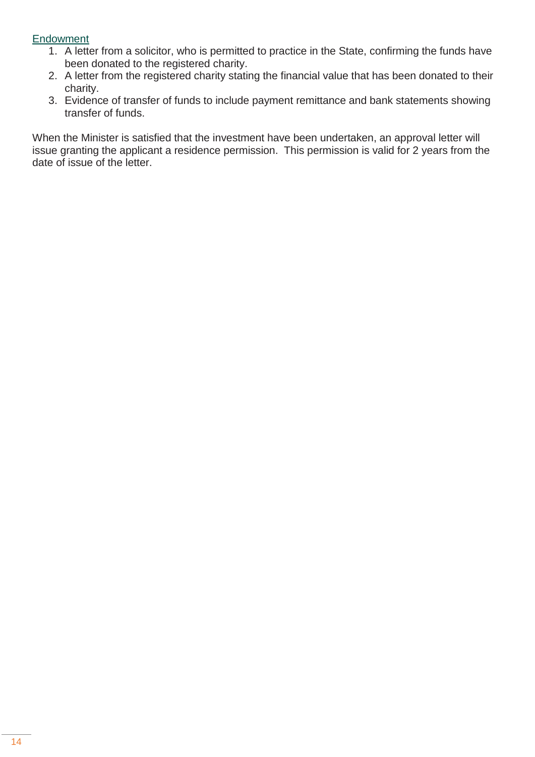Endowment

1. A letter from a solicitor, who is permitted to practice in the State, confirming the funds have been donated to the registered charity.
2. A letter from the registered charity stating the financial value that has been donated to their charity.
3. Evidence of transfer of funds to include payment remittance and bank statements showing transfer of funds.

When the Minister is satisfied that the investment have been undertaken, an approval letter will issue granting the applicant a residence permission. This permission is valid for 2 years from the date of issue of the letter.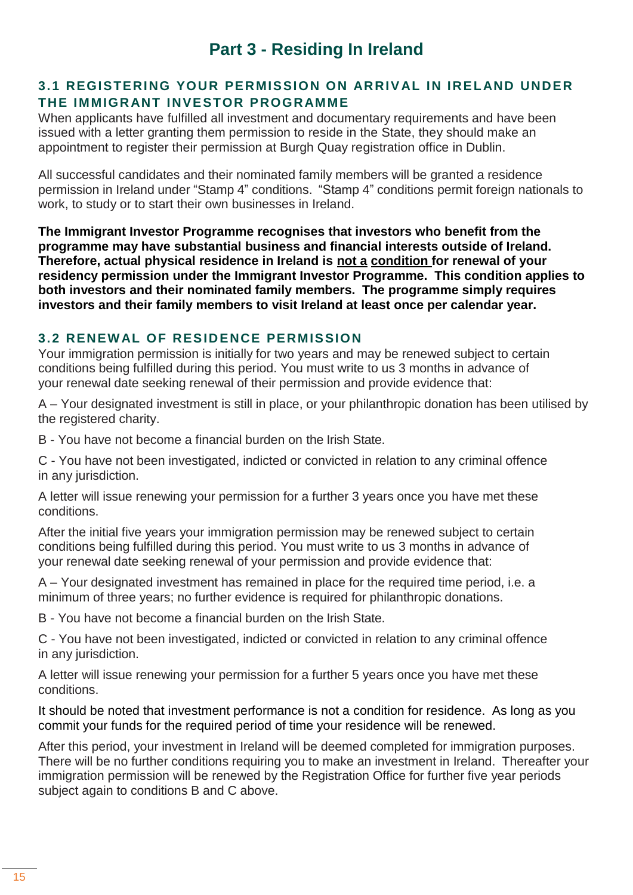# Part 3 - Residing In Ireland

## 3.1 REGISTERING YOUR PERMISSION ON ARRIVAL IN IRELAND UNDER THE IMMIGRANT INVESTOR PROGRAMME

When applicants have fulfilled all investment and documentary requirements and have been issued with a letter granting them permission to reside in the State, they should make an appointment to register their permission at Burgh Quay registration office in Dublin.

All successful candidates and their nominated family members will be granted a residence permission in Ireland under "Stamp 4" conditions. "Stamp 4" conditions permit foreign nationals to work, to study or to start their own businesses in Ireland.

**The Immigrant Investor Programme recognises that investors who benefit from the programme may have substantial business and financial interests outside of Ireland. Therefore, actual physical residence in Ireland is not a condition for renewal of your residency permission under the Immigrant Investor Programme. This condition applies to both investors and their nominated family members. The programme simply requires investors and their family members to visit Ireland at least once per calendar year.**

## 3.2 RENEWAL OF RESIDENCE PERMISSION

Your immigration permission is initially for two years and may be renewed subject to certain conditions being fulfilled during this period. You must write to us 3 months in advance of your renewal date seeking renewal of their permission and provide evidence that:

A – Your designated investment is still in place, or your philanthropic donation has been utilised by the registered charity.

B - You have not become a financial burden on the Irish State.

C - You have not been investigated, indicted or convicted in relation to any criminal offence in any jurisdiction.

A letter will issue renewing your permission for a further 3 years once you have met these conditions.

After the initial five years your immigration permission may be renewed subject to certain conditions being fulfilled during this period. You must write to us 3 months in advance of your renewal date seeking renewal of your permission and provide evidence that:

A – Your designated investment has remained in place for the required time period, i.e. a minimum of three years; no further evidence is required for philanthropic donations.

B - You have not become a financial burden on the Irish State.

C - You have not been investigated, indicted or convicted in relation to any criminal offence in any jurisdiction.

A letter will issue renewing your permission for a further 5 years once you have met these conditions.

It should be noted that investment performance is not a condition for residence. As long as you commit your funds for the required period of time your residence will be renewed.

After this period, your investment in Ireland will be deemed completed for immigration purposes. There will be no further conditions requiring you to make an investment in Ireland. Thereafter your immigration permission will be renewed by the Registration Office for further five year periods subject again to conditions B and C above.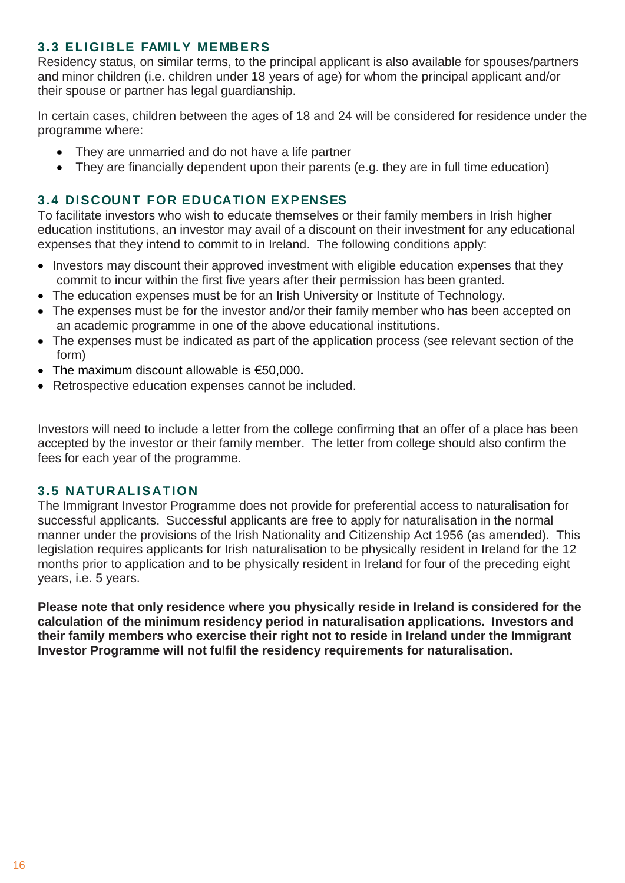### 3.3 ELIGIBLE FAMILY MEMBERS

Residency status, on similar terms, to the principal applicant is also available for spouses/partners and minor children (i.e. children under 18 years of age) for whom the principal applicant and/or their spouse or partner has legal guardianship.

In certain cases, children between the ages of 18 and 24 will be considered for residence under the programme where:

- They are unmarried and do not have a life partner
- They are financially dependent upon their parents (e.g. they are in full time education)

### 3.4 DISCOUNT FOR EDUCATION EXPENSES

To facilitate investors who wish to educate themselves or their family members in Irish higher education institutions, an investor may avail of a discount on their investment for any educational expenses that they intend to commit to in Ireland. The following conditions apply:

- Investors may discount their approved investment with eligible education expenses that they commit to incur within the first five years after their permission has been granted.
- The education expenses must be for an Irish University or Institute of Technology.
- The expenses must be for the investor and/or their family member who has been accepted on an academic programme in one of the above educational institutions.
- The expenses must be indicated as part of the application process (see relevant section of the form)
- The maximum discount allowable is €50,000**.**
- Retrospective education expenses cannot be included.

Investors will need to include a letter from the college confirming that an offer of a place has been accepted by the investor or their family member. The letter from college should also confirm the fees for each year of the programme.

### 3.5 NATURALISATION

The Immigrant Investor Programme does not provide for preferential access to naturalisation for successful applicants. Successful applicants are free to apply for naturalisation in the normal manner under the provisions of the Irish Nationality and Citizenship Act 1956 (as amended). This legislation requires applicants for Irish naturalisation to be physically resident in Ireland for the 12 months prior to application and to be physically resident in Ireland for four of the preceding eight years, i.e. 5 years.

**Please note that only residence where you physically reside in Ireland is considered for the calculation of the minimum residency period in naturalisation applications. Investors and their family members who exercise their right not to reside in Ireland under the Immigrant Investor Programme will not fulfil the residency requirements for naturalisation.**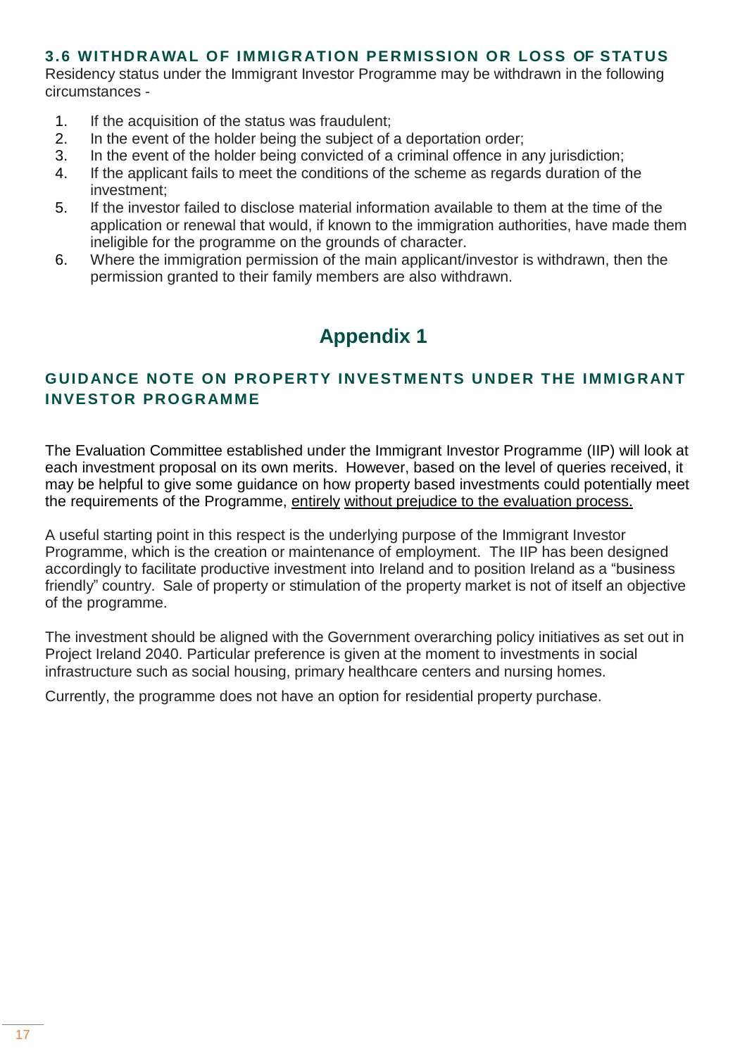### 3.6 WITHDRAWAL OF IMMIGRATION PERMISSION OR LOSS OF STATUS

Residency status under the Immigrant Investor Programme may be withdrawn in the following circumstances -

1. If the acquisition of the status was fraudulent;
2. In the event of the holder being the subject of a deportation order;
3. In the event of the holder being convicted of a criminal offence in any jurisdiction;
4. If the applicant fails to meet the conditions of the scheme as regards duration of the investment;
5. If the investor failed to disclose material information available to them at the time of the application or renewal that would, if known to the immigration authorities, have made them ineligible for the programme on the grounds of character.
6. Where the immigration permission of the main applicant/investor is withdrawn, then the permission granted to their family members are also withdrawn.

# Appendix 1

### GUIDANCE NOTE ON PROPERTY INVESTMENTS UNDER THE IMMIGRANT INVESTOR PROGRAMME

The Evaluation Committee established under the Immigrant Investor Programme (IIP) will look at each investment proposal on its own merits. However, based on the level of queries received, it may be helpful to give some guidance on how property based investments could potentially meet the requirements of the Programme, entirely without prejudice to the evaluation process.

A useful starting point in this respect is the underlying purpose of the Immigrant Investor Programme, which is the creation or maintenance of employment. The IIP has been designed accordingly to facilitate productive investment into Ireland and to position Ireland as a "business friendly" country. Sale of property or stimulation of the property market is not of itself an objective of the programme.

The investment should be aligned with the Government overarching policy initiatives as set out in Project Ireland 2040. Particular preference is given at the moment to investments in social infrastructure such as social housing, primary healthcare centers and nursing homes.

Currently, the programme does not have an option for residential property purchase.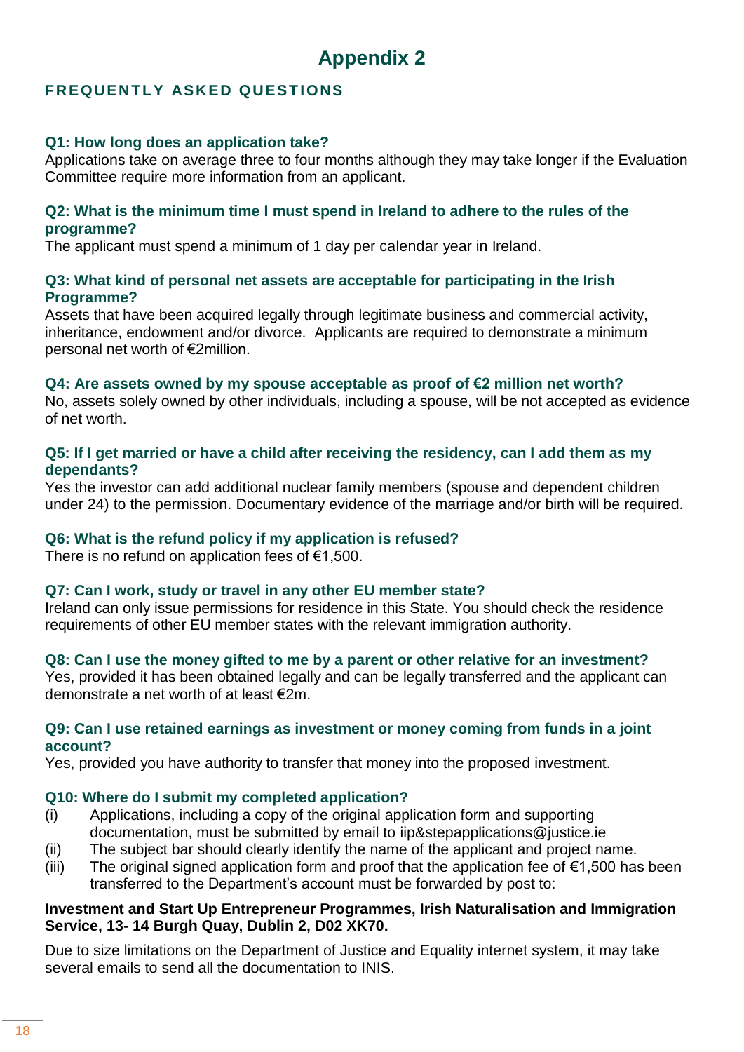# Appendix 2

## FREQUENTLY ASKED QUESTIONS

**Q1: How long does an application take?**
Applications take on average three to four months although they may take longer if the Evaluation Committee require more information from an applicant.

**Q2: What is the minimum time I must spend in Ireland to adhere to the rules of the programme?**
The applicant must spend a minimum of 1 day per calendar year in Ireland.

**Q3: What kind of personal net assets are acceptable for participating in the Irish Programme?**
Assets that have been acquired legally through legitimate business and commercial activity, inheritance, endowment and/or divorce. Applicants are required to demonstrate a minimum personal net worth of €2million.

**Q4: Are assets owned by my spouse acceptable as proof of €2 million net worth?**
No, assets solely owned by other individuals, including a spouse, will be not accepted as evidence of net worth.

**Q5: If I get married or have a child after receiving the residency, can I add them as my dependants?**
Yes the investor can add additional nuclear family members (spouse and dependent children under 24) to the permission. Documentary evidence of the marriage and/or birth will be required.

**Q6: What is the refund policy if my application is refused?**
There is no refund on application fees of €1,500.

**Q7: Can I work, study or travel in any other EU member state?**
Ireland can only issue permissions for residence in this State. You should check the residence requirements of other EU member states with the relevant immigration authority.

**Q8: Can I use the money gifted to me by a parent or other relative for an investment?**
Yes, provided it has been obtained legally and can be legally transferred and the applicant can demonstrate a net worth of at least €2m.

**Q9: Can I use retained earnings as investment or money coming from funds in a joint account?**
Yes, provided you have authority to transfer that money into the proposed investment.

**Q10: Where do I submit my completed application?**

(i) Applications, including a copy of the original application form and supporting documentation, must be submitted by email to iip&stepapplications@justice.ie
(ii) The subject bar should clearly identify the name of the applicant and project name.
(iii) The original signed application form and proof that the application fee of €1,500 has been transferred to the Department's account must be forwarded by post to:

**Investment and Start Up Entrepreneur Programmes, Irish Naturalisation and Immigration Service, 13- 14 Burgh Quay, Dublin 2, D02 XK70.**

Due to size limitations on the Department of Justice and Equality internet system, it may take several emails to send all the documentation to INIS.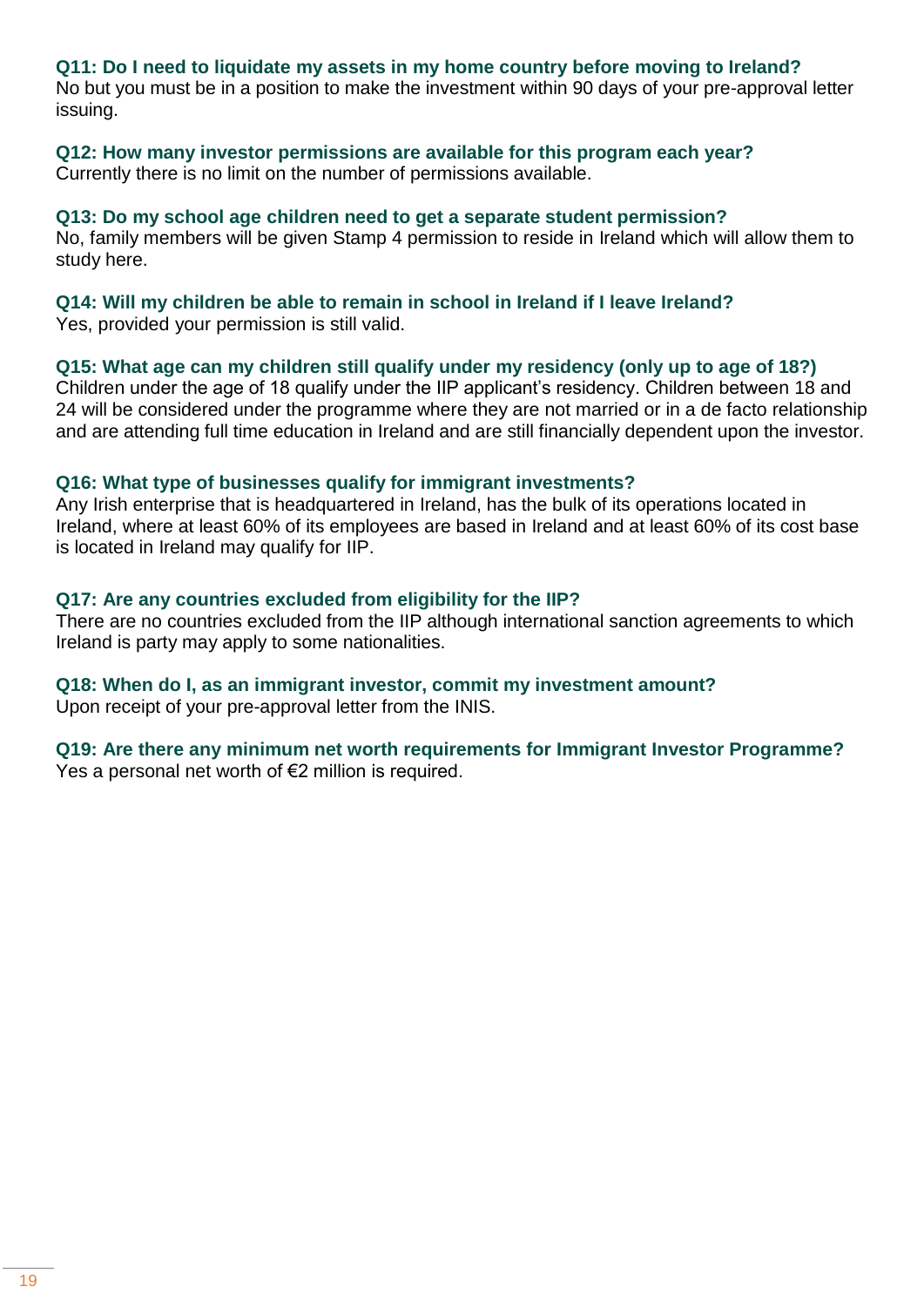**Q11: Do I need to liquidate my assets in my home country before moving to Ireland?**
No but you must be in a position to make the investment within 90 days of your pre-approval letter issuing.

**Q12: How many investor permissions are available for this program each year?**
Currently there is no limit on the number of permissions available.

**Q13: Do my school age children need to get a separate student permission?**
No, family members will be given Stamp 4 permission to reside in Ireland which will allow them to study here.

**Q14: Will my children be able to remain in school in Ireland if I leave Ireland?**
Yes, provided your permission is still valid.

**Q15: What age can my children still qualify under my residency (only up to age of 18?)**
Children under the age of 18 qualify under the IIP applicant's residency. Children between 18 and 24 will be considered under the programme where they are not married or in a de facto relationship and are attending full time education in Ireland and are still financially dependent upon the investor.

**Q16: What type of businesses qualify for immigrant investments?**
Any Irish enterprise that is headquartered in Ireland, has the bulk of its operations located in Ireland, where at least 60% of its employees are based in Ireland and at least 60% of its cost base is located in Ireland may qualify for IIP.

**Q17: Are any countries excluded from eligibility for the IIP?**
There are no countries excluded from the IIP although international sanction agreements to which Ireland is party may apply to some nationalities.

**Q18: When do I, as an immigrant investor, commit my investment amount?**
Upon receipt of your pre-approval letter from the INIS.

**Q19: Are there any minimum net worth requirements for Immigrant Investor Programme?**
Yes a personal net worth of €2 million is required.